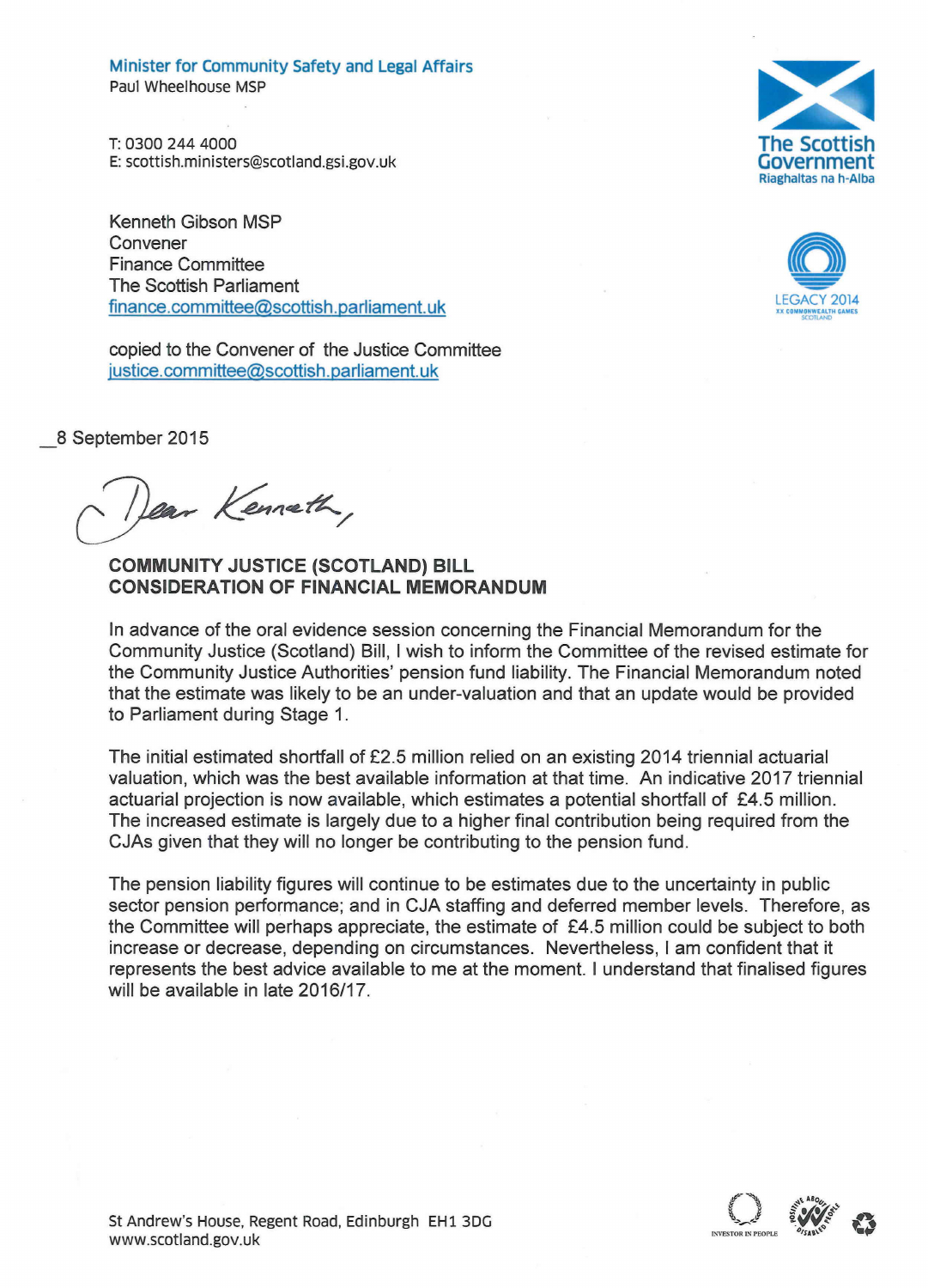Minister for Community Safety and Legal Affairs
Paul Wheelhouse MSP

T: 0300 244 4000
E: scottish.ministers@scotland.gsi.gov.uk

The Scottish Government
Riaghaltas na h-Alba

LEGACY 2014
XX COMMONWEALTH GAMES
SCOTLAND

Kenneth Gibson MSP
Convener
Finance Committee
The Scottish Parliament
finance.committee@scottish.parliament.uk

copied to the Convener of the Justice Committee
justice.committee@scottish.parliament.uk

8 September 2015

Dear Kenneth,

**COMMUNITY JUSTICE (SCOTLAND) BILL**
**CONSIDERATION OF FINANCIAL MEMORANDUM**

In advance of the oral evidence session concerning the Financial Memorandum for the Community Justice (Scotland) Bill, I wish to inform the Committee of the revised estimate for the Community Justice Authorities' pension fund liability. The Financial Memorandum noted that the estimate was likely to be an under-valuation and that an update would be provided to Parliament during Stage 1.

The initial estimated shortfall of £2.5 million relied on an existing 2014 triennial actuarial valuation, which was the best available information at that time. An indicative 2017 triennial actuarial projection is now available, which estimates a potential shortfall of £4.5 million. The increased estimate is largely due to a higher final contribution being required from the CJAs given that they will no longer be contributing to the pension fund.

The pension liability figures will continue to be estimates due to the uncertainty in public sector pension performance; and in CJA staffing and deferred member levels. Therefore, as the Committee will perhaps appreciate, the estimate of £4.5 million could be subject to both increase or decrease, depending on circumstances. Nevertheless, I am confident that it represents the best advice available to me at the moment. I understand that finalised figures will be available in late 2016/17.

St Andrew's House, Regent Road, Edinburgh EH1 3DG
www.scotland.gov.uk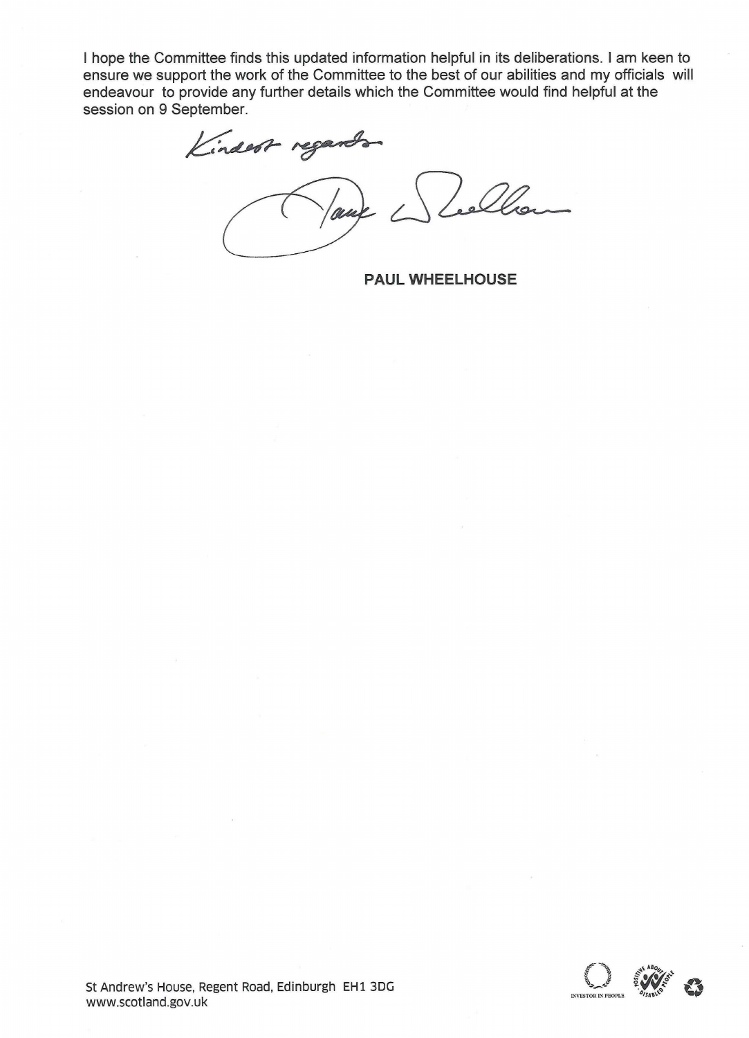I hope the Committee finds this updated information helpful in its deliberations. I am keen to ensure we support the work of the Committee to the best of our abilities and my officials will endeavour to provide any further details which the Committee would find helpful at the session on 9 September.

Kindest regards

**PAUL WHEELHOUSE**

St Andrew's House, Regent Road, Edinburgh EH1 3DG
www.scotland.gov.uk